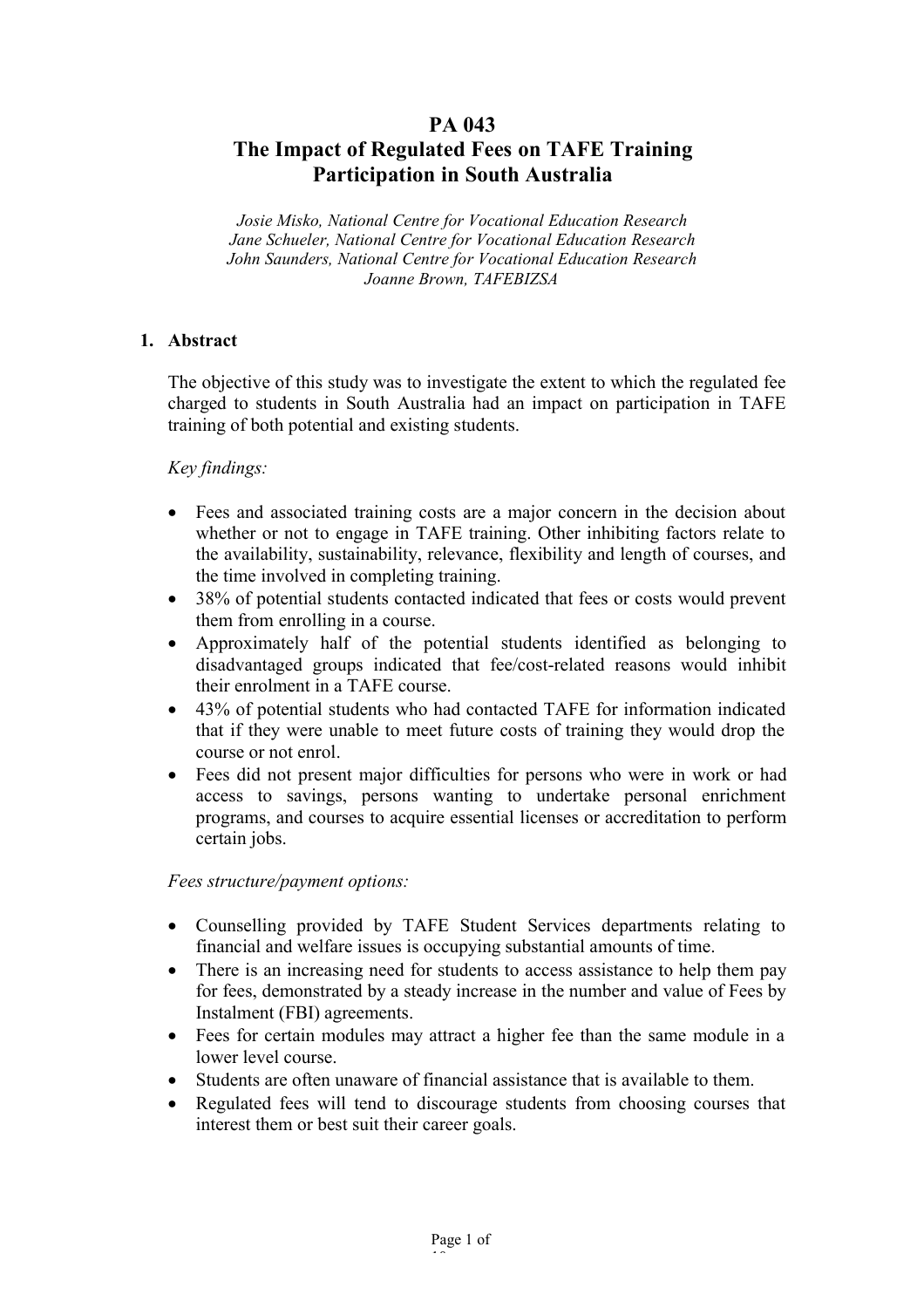# PA 043
# The Impact of Regulated Fees on TAFE Training Participation in South Australia

*Josie Misko, National Centre for Vocational Education Research*
*Jane Schueler, National Centre for Vocational Education Research*
*John Saunders, National Centre for Vocational Education Research*
*Joanne Brown, TAFEBIZSA*

## 1. Abstract

The objective of this study was to investigate the extent to which the regulated fee charged to students in South Australia had an impact on participation in TAFE training of both potential and existing students.

*Key findings:*

- Fees and associated training costs are a major concern in the decision about whether or not to engage in TAFE training. Other inhibiting factors relate to the availability, sustainability, relevance, flexibility and length of courses, and the time involved in completing training.
- 38% of potential students contacted indicated that fees or costs would prevent them from enrolling in a course.
- Approximately half of the potential students identified as belonging to disadvantaged groups indicated that fee/cost-related reasons would inhibit their enrolment in a TAFE course.
- 43% of potential students who had contacted TAFE for information indicated that if they were unable to meet future costs of training they would drop the course or not enrol.
- Fees did not present major difficulties for persons who were in work or had access to savings, persons wanting to undertake personal enrichment programs, and courses to acquire essential licenses or accreditation to perform certain jobs.

*Fees structure/payment options:*

- Counselling provided by TAFE Student Services departments relating to financial and welfare issues is occupying substantial amounts of time.
- There is an increasing need for students to access assistance to help them pay for fees, demonstrated by a steady increase in the number and value of Fees by Instalment (FBI) agreements.
- Fees for certain modules may attract a higher fee than the same module in a lower level course.
- Students are often unaware of financial assistance that is available to them.
- Regulated fees will tend to discourage students from choosing courses that interest them or best suit their career goals.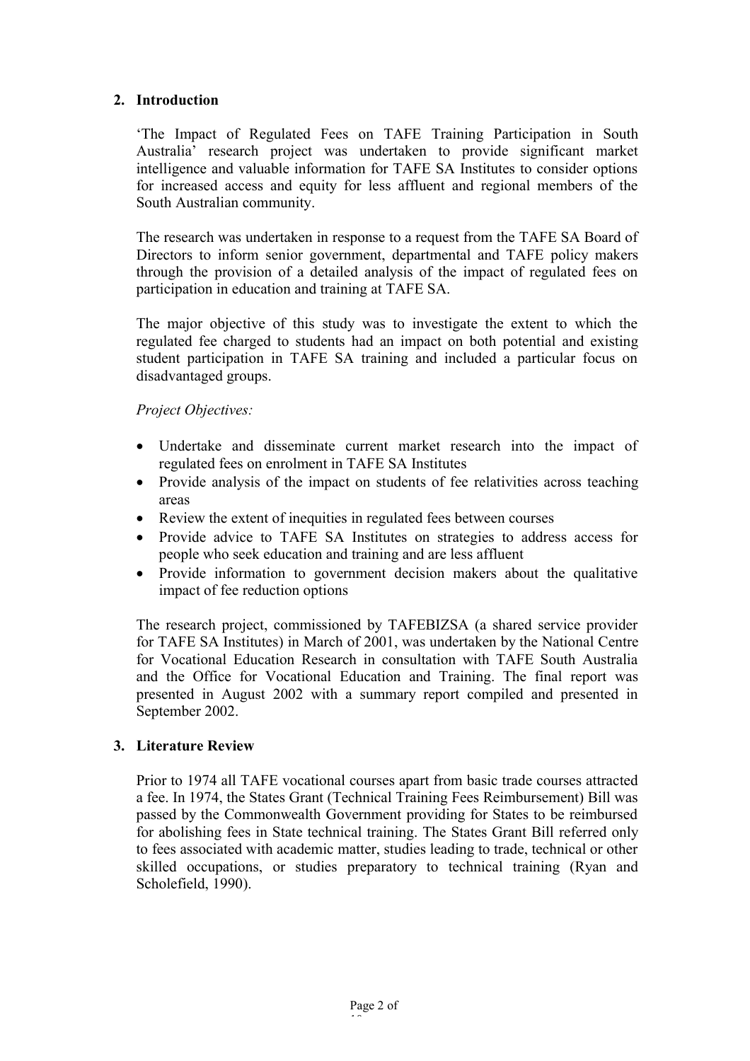## 2. Introduction

'The Impact of Regulated Fees on TAFE Training Participation in South Australia' research project was undertaken to provide significant market intelligence and valuable information for TAFE SA Institutes to consider options for increased access and equity for less affluent and regional members of the South Australian community.

The research was undertaken in response to a request from the TAFE SA Board of Directors to inform senior government, departmental and TAFE policy makers through the provision of a detailed analysis of the impact of regulated fees on participation in education and training at TAFE SA.

The major objective of this study was to investigate the extent to which the regulated fee charged to students had an impact on both potential and existing student participation in TAFE SA training and included a particular focus on disadvantaged groups.

*Project Objectives:*

- Undertake and disseminate current market research into the impact of regulated fees on enrolment in TAFE SA Institutes
- Provide analysis of the impact on students of fee relativities across teaching areas
- Review the extent of inequities in regulated fees between courses
- Provide advice to TAFE SA Institutes on strategies to address access for people who seek education and training and are less affluent
- Provide information to government decision makers about the qualitative impact of fee reduction options

The research project, commissioned by TAFEBIZSA (a shared service provider for TAFE SA Institutes) in March of 2001, was undertaken by the National Centre for Vocational Education Research in consultation with TAFE South Australia and the Office for Vocational Education and Training. The final report was presented in August 2002 with a summary report compiled and presented in September 2002.

## 3. Literature Review

Prior to 1974 all TAFE vocational courses apart from basic trade courses attracted a fee. In 1974, the States Grant (Technical Training Fees Reimbursement) Bill was passed by the Commonwealth Government providing for States to be reimbursed for abolishing fees in State technical training. The States Grant Bill referred only to fees associated with academic matter, studies leading to trade, technical or other skilled occupations, or studies preparatory to technical training (Ryan and Scholefield, 1990).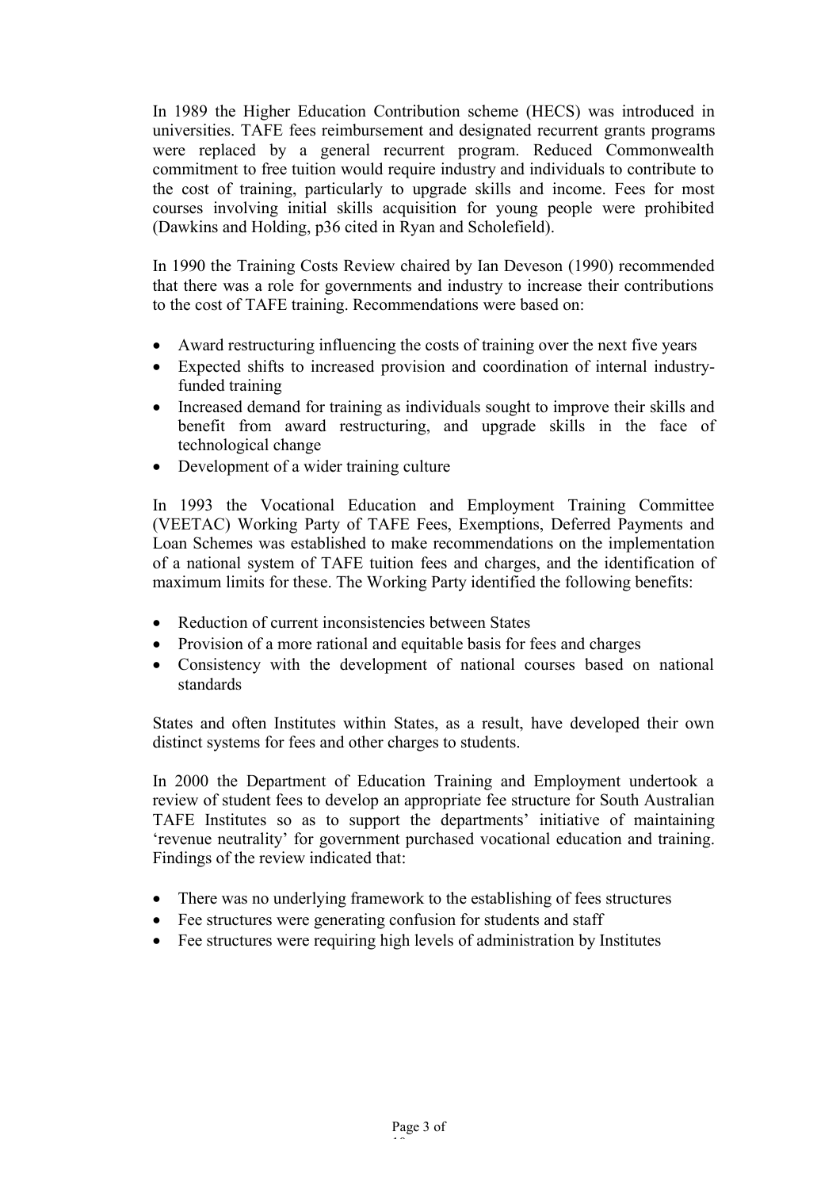In 1989 the Higher Education Contribution scheme (HECS) was introduced in universities. TAFE fees reimbursement and designated recurrent grants programs were replaced by a general recurrent program. Reduced Commonwealth commitment to free tuition would require industry and individuals to contribute to the cost of training, particularly to upgrade skills and income. Fees for most courses involving initial skills acquisition for young people were prohibited (Dawkins and Holding, p36 cited in Ryan and Scholefield).

In 1990 the Training Costs Review chaired by Ian Deveson (1990) recommended that there was a role for governments and industry to increase their contributions to the cost of TAFE training. Recommendations were based on:

- Award restructuring influencing the costs of training over the next five years
- Expected shifts to increased provision and coordination of internal industry-funded training
- Increased demand for training as individuals sought to improve their skills and benefit from award restructuring, and upgrade skills in the face of technological change
- Development of a wider training culture

In 1993 the Vocational Education and Employment Training Committee (VEETAC) Working Party of TAFE Fees, Exemptions, Deferred Payments and Loan Schemes was established to make recommendations on the implementation of a national system of TAFE tuition fees and charges, and the identification of maximum limits for these. The Working Party identified the following benefits:

- Reduction of current inconsistencies between States
- Provision of a more rational and equitable basis for fees and charges
- Consistency with the development of national courses based on national standards

States and often Institutes within States, as a result, have developed their own distinct systems for fees and other charges to students.

In 2000 the Department of Education Training and Employment undertook a review of student fees to develop an appropriate fee structure for South Australian TAFE Institutes so as to support the departments' initiative of maintaining 'revenue neutrality' for government purchased vocational education and training. Findings of the review indicated that:

- There was no underlying framework to the establishing of fees structures
- Fee structures were generating confusion for students and staff
- Fee structures were requiring high levels of administration by Institutes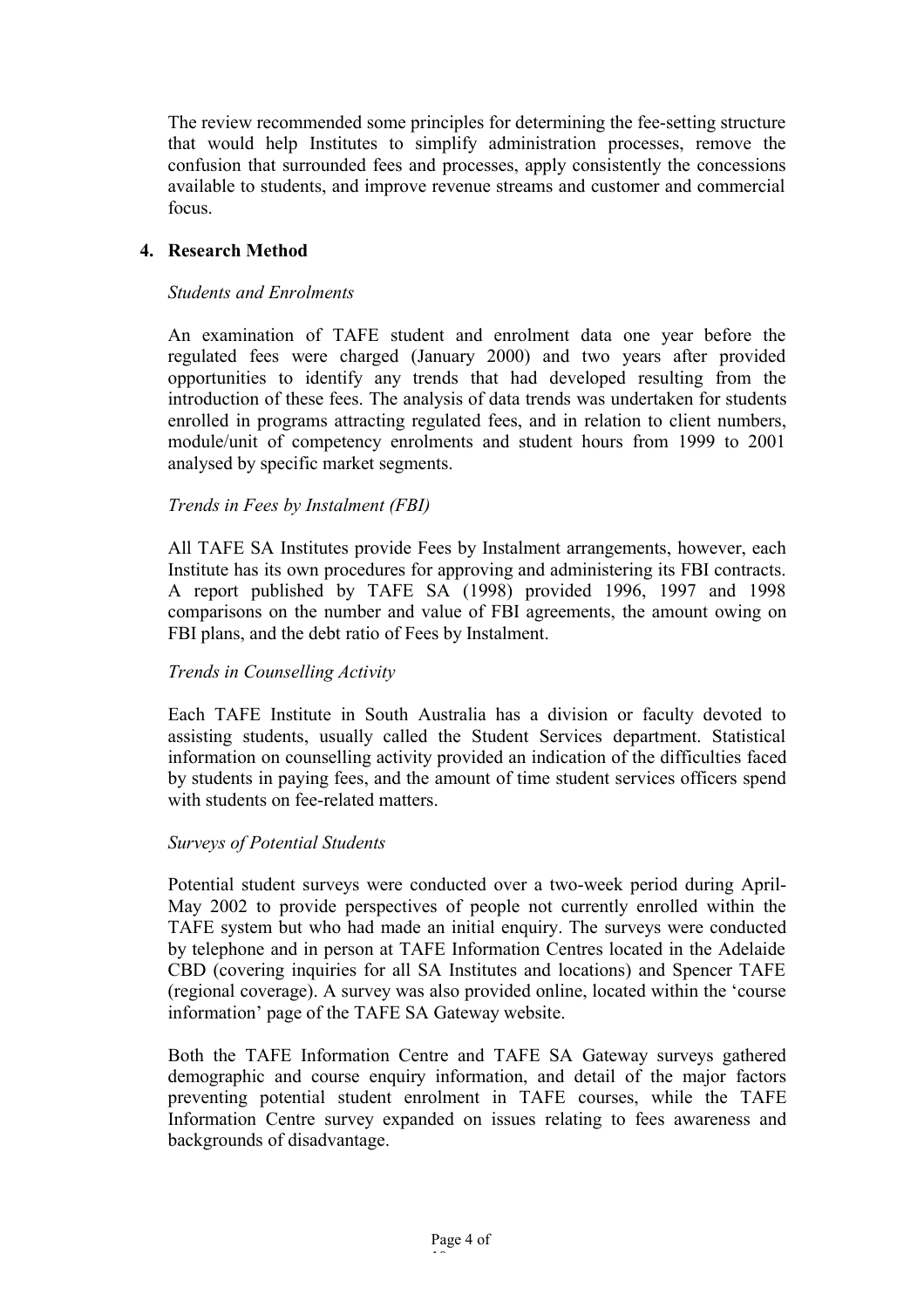The review recommended some principles for determining the fee-setting structure that would help Institutes to simplify administration processes, remove the confusion that surrounded fees and processes, apply consistently the concessions available to students, and improve revenue streams and customer and commercial focus.

## 4. Research Method

*Students and Enrolments*

An examination of TAFE student and enrolment data one year before the regulated fees were charged (January 2000) and two years after provided opportunities to identify any trends that had developed resulting from the introduction of these fees. The analysis of data trends was undertaken for students enrolled in programs attracting regulated fees, and in relation to client numbers, module/unit of competency enrolments and student hours from 1999 to 2001 analysed by specific market segments.

*Trends in Fees by Instalment (FBI)*

All TAFE SA Institutes provide Fees by Instalment arrangements, however, each Institute has its own procedures for approving and administering its FBI contracts. A report published by TAFE SA (1998) provided 1996, 1997 and 1998 comparisons on the number and value of FBI agreements, the amount owing on FBI plans, and the debt ratio of Fees by Instalment.

*Trends in Counselling Activity*

Each TAFE Institute in South Australia has a division or faculty devoted to assisting students, usually called the Student Services department. Statistical information on counselling activity provided an indication of the difficulties faced by students in paying fees, and the amount of time student services officers spend with students on fee-related matters.

*Surveys of Potential Students*

Potential student surveys were conducted over a two-week period during April-May 2002 to provide perspectives of people not currently enrolled within the TAFE system but who had made an initial enquiry. The surveys were conducted by telephone and in person at TAFE Information Centres located in the Adelaide CBD (covering inquiries for all SA Institutes and locations) and Spencer TAFE (regional coverage). A survey was also provided online, located within the 'course information' page of the TAFE SA Gateway website.

Both the TAFE Information Centre and TAFE SA Gateway surveys gathered demographic and course enquiry information, and detail of the major factors preventing potential student enrolment in TAFE courses, while the TAFE Information Centre survey expanded on issues relating to fees awareness and backgrounds of disadvantage.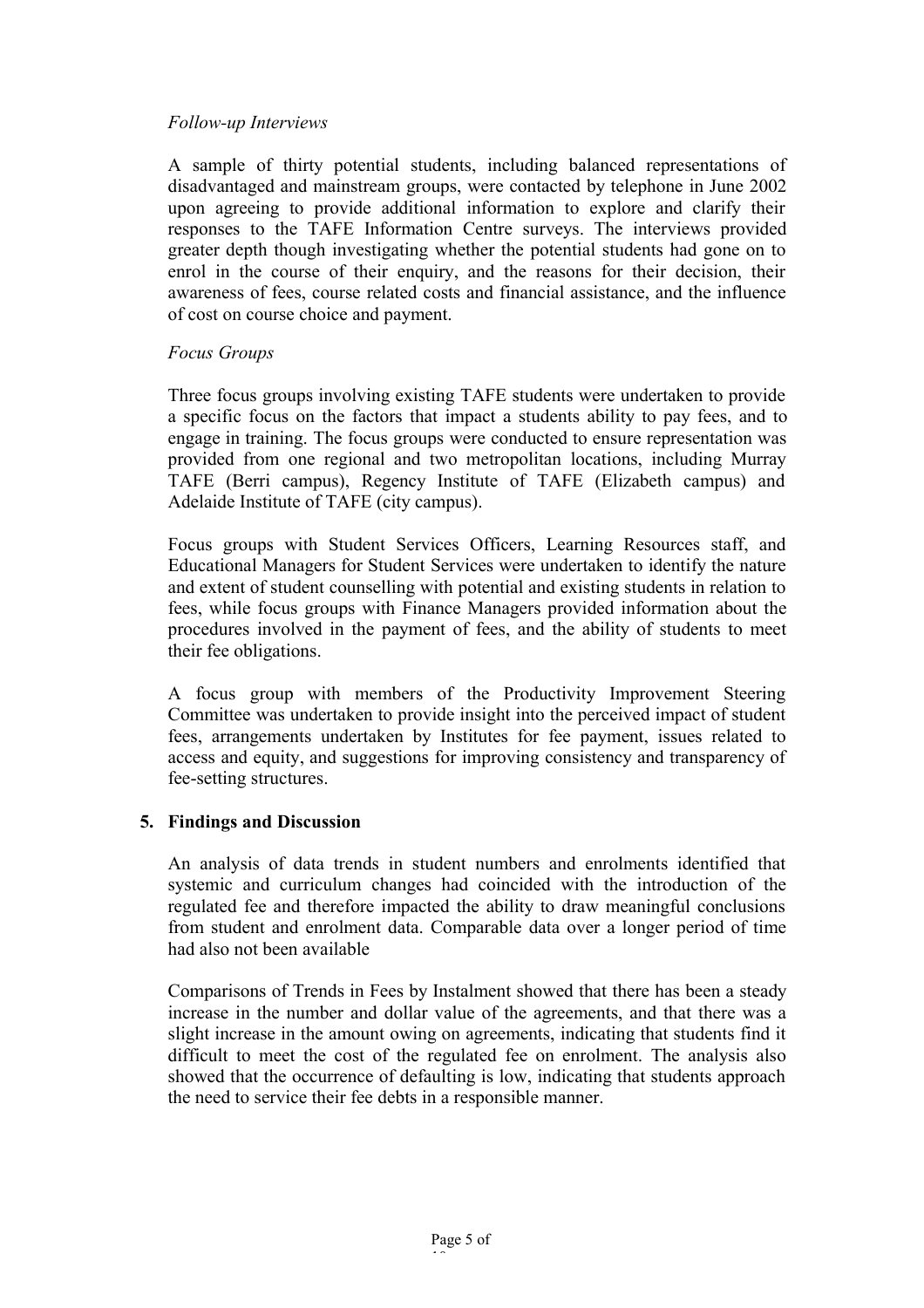*Follow-up Interviews*

A sample of thirty potential students, including balanced representations of disadvantaged and mainstream groups, were contacted by telephone in June 2002 upon agreeing to provide additional information to explore and clarify their responses to the TAFE Information Centre surveys. The interviews provided greater depth though investigating whether the potential students had gone on to enrol in the course of their enquiry, and the reasons for their decision, their awareness of fees, course related costs and financial assistance, and the influence of cost on course choice and payment.

*Focus Groups*

Three focus groups involving existing TAFE students were undertaken to provide a specific focus on the factors that impact a students ability to pay fees, and to engage in training. The focus groups were conducted to ensure representation was provided from one regional and two metropolitan locations, including Murray TAFE (Berri campus), Regency Institute of TAFE (Elizabeth campus) and Adelaide Institute of TAFE (city campus).

Focus groups with Student Services Officers, Learning Resources staff, and Educational Managers for Student Services were undertaken to identify the nature and extent of student counselling with potential and existing students in relation to fees, while focus groups with Finance Managers provided information about the procedures involved in the payment of fees, and the ability of students to meet their fee obligations.

A focus group with members of the Productivity Improvement Steering Committee was undertaken to provide insight into the perceived impact of student fees, arrangements undertaken by Institutes for fee payment, issues related to access and equity, and suggestions for improving consistency and transparency of fee-setting structures.

## 5. Findings and Discussion

An analysis of data trends in student numbers and enrolments identified that systemic and curriculum changes had coincided with the introduction of the regulated fee and therefore impacted the ability to draw meaningful conclusions from student and enrolment data. Comparable data over a longer period of time had also not been available

Comparisons of Trends in Fees by Instalment showed that there has been a steady increase in the number and dollar value of the agreements, and that there was a slight increase in the amount owing on agreements, indicating that students find it difficult to meet the cost of the regulated fee on enrolment. The analysis also showed that the occurrence of defaulting is low, indicating that students approach the need to service their fee debts in a responsible manner.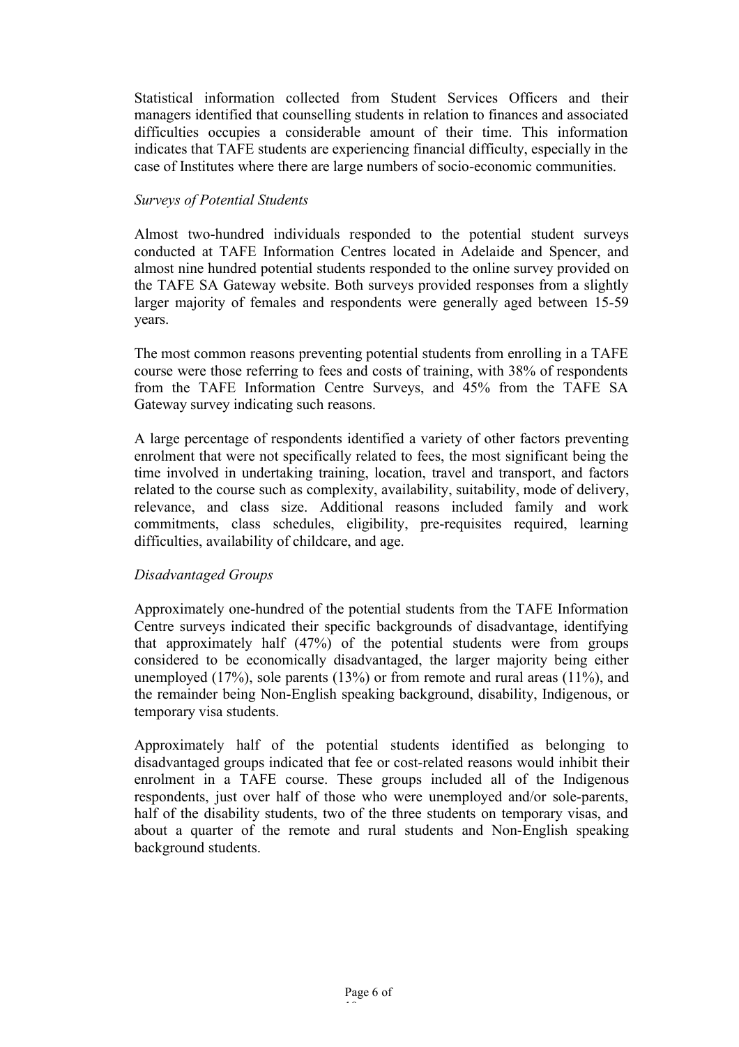Statistical information collected from Student Services Officers and their managers identified that counselling students in relation to finances and associated difficulties occupies a considerable amount of their time. This information indicates that TAFE students are experiencing financial difficulty, especially in the case of Institutes where there are large numbers of socio-economic communities.

*Surveys of Potential Students*

Almost two-hundred individuals responded to the potential student surveys conducted at TAFE Information Centres located in Adelaide and Spencer, and almost nine hundred potential students responded to the online survey provided on the TAFE SA Gateway website. Both surveys provided responses from a slightly larger majority of females and respondents were generally aged between 15-59 years.

The most common reasons preventing potential students from enrolling in a TAFE course were those referring to fees and costs of training, with 38% of respondents from the TAFE Information Centre Surveys, and 45% from the TAFE SA Gateway survey indicating such reasons.

A large percentage of respondents identified a variety of other factors preventing enrolment that were not specifically related to fees, the most significant being the time involved in undertaking training, location, travel and transport, and factors related to the course such as complexity, availability, suitability, mode of delivery, relevance, and class size. Additional reasons included family and work commitments, class schedules, eligibility, pre-requisites required, learning difficulties, availability of childcare, and age.

*Disadvantaged Groups*

Approximately one-hundred of the potential students from the TAFE Information Centre surveys indicated their specific backgrounds of disadvantage, identifying that approximately half (47%) of the potential students were from groups considered to be economically disadvantaged, the larger majority being either unemployed (17%), sole parents (13%) or from remote and rural areas (11%), and the remainder being Non-English speaking background, disability, Indigenous, or temporary visa students.

Approximately half of the potential students identified as belonging to disadvantaged groups indicated that fee or cost-related reasons would inhibit their enrolment in a TAFE course. These groups included all of the Indigenous respondents, just over half of those who were unemployed and/or sole-parents, half of the disability students, two of the three students on temporary visas, and about a quarter of the remote and rural students and Non-English speaking background students.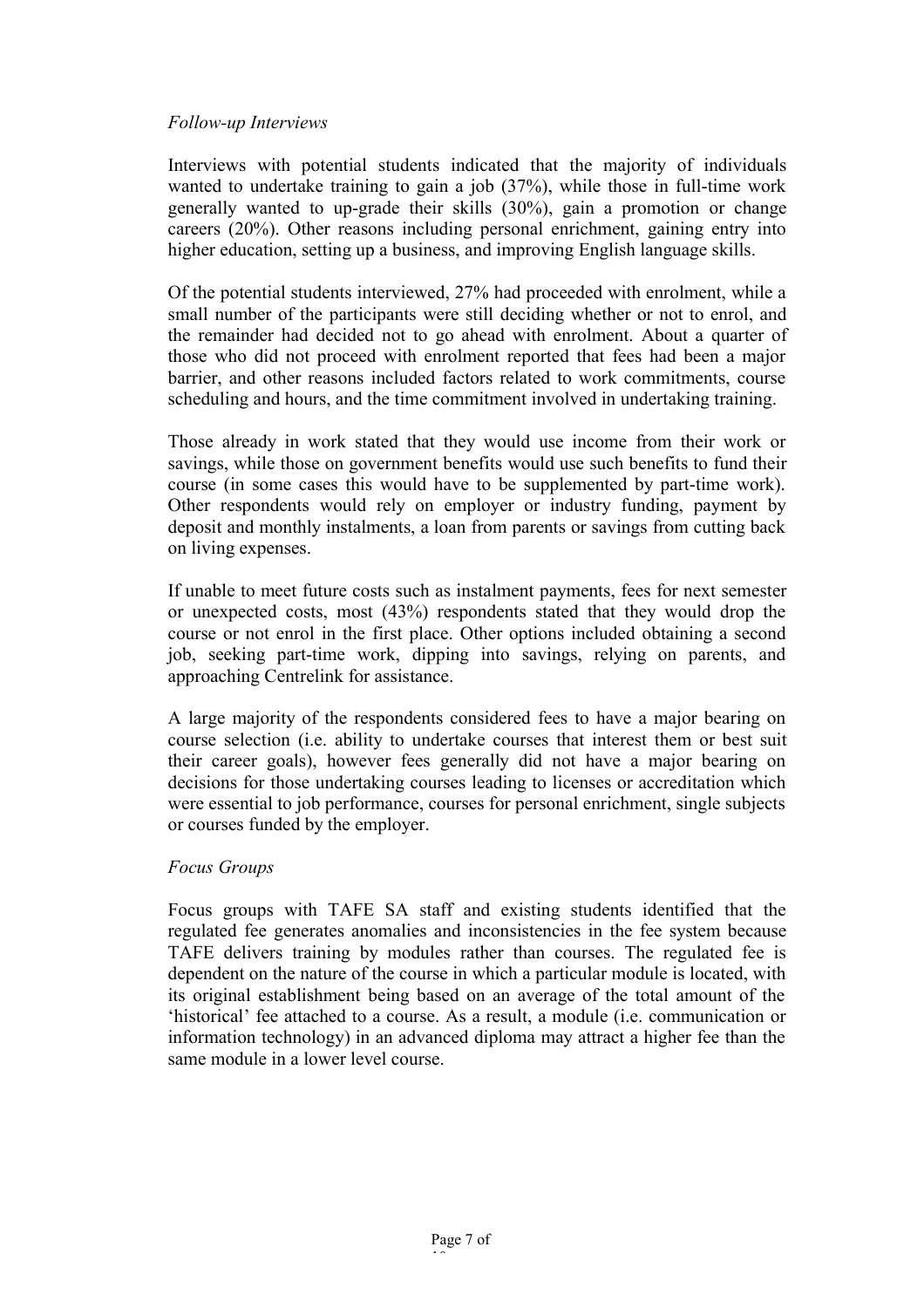*Follow-up Interviews*

Interviews with potential students indicated that the majority of individuals wanted to undertake training to gain a job (37%), while those in full-time work generally wanted to up-grade their skills (30%), gain a promotion or change careers (20%). Other reasons including personal enrichment, gaining entry into higher education, setting up a business, and improving English language skills.

Of the potential students interviewed, 27% had proceeded with enrolment, while a small number of the participants were still deciding whether or not to enrol, and the remainder had decided not to go ahead with enrolment. About a quarter of those who did not proceed with enrolment reported that fees had been a major barrier, and other reasons included factors related to work commitments, course scheduling and hours, and the time commitment involved in undertaking training.

Those already in work stated that they would use income from their work or savings, while those on government benefits would use such benefits to fund their course (in some cases this would have to be supplemented by part-time work). Other respondents would rely on employer or industry funding, payment by deposit and monthly instalments, a loan from parents or savings from cutting back on living expenses.

If unable to meet future costs such as instalment payments, fees for next semester or unexpected costs, most (43%) respondents stated that they would drop the course or not enrol in the first place. Other options included obtaining a second job, seeking part-time work, dipping into savings, relying on parents, and approaching Centrelink for assistance.

A large majority of the respondents considered fees to have a major bearing on course selection (i.e. ability to undertake courses that interest them or best suit their career goals), however fees generally did not have a major bearing on decisions for those undertaking courses leading to licenses or accreditation which were essential to job performance, courses for personal enrichment, single subjects or courses funded by the employer.

*Focus Groups*

Focus groups with TAFE SA staff and existing students identified that the regulated fee generates anomalies and inconsistencies in the fee system because TAFE delivers training by modules rather than courses. The regulated fee is dependent on the nature of the course in which a particular module is located, with its original establishment being based on an average of the total amount of the 'historical' fee attached to a course. As a result, a module (i.e. communication or information technology) in an advanced diploma may attract a higher fee than the same module in a lower level course.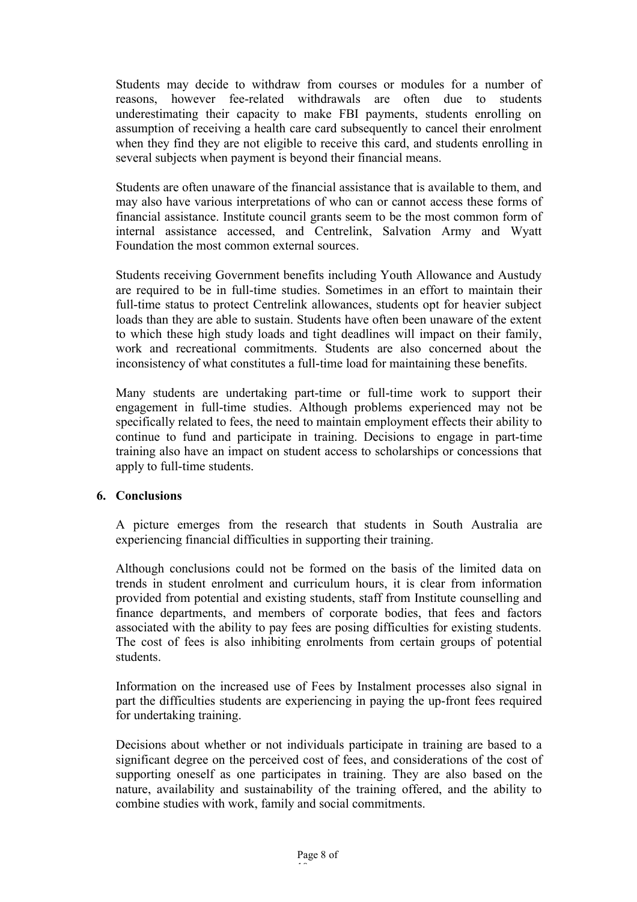Students may decide to withdraw from courses or modules for a number of reasons, however fee-related withdrawals are often due to students underestimating their capacity to make FBI payments, students enrolling on assumption of receiving a health care card subsequently to cancel their enrolment when they find they are not eligible to receive this card, and students enrolling in several subjects when payment is beyond their financial means.

Students are often unaware of the financial assistance that is available to them, and may also have various interpretations of who can or cannot access these forms of financial assistance. Institute council grants seem to be the most common form of internal assistance accessed, and Centrelink, Salvation Army and Wyatt Foundation the most common external sources.

Students receiving Government benefits including Youth Allowance and Austudy are required to be in full-time studies. Sometimes in an effort to maintain their full-time status to protect Centrelink allowances, students opt for heavier subject loads than they are able to sustain. Students have often been unaware of the extent to which these high study loads and tight deadlines will impact on their family, work and recreational commitments. Students are also concerned about the inconsistency of what constitutes a full-time load for maintaining these benefits.

Many students are undertaking part-time or full-time work to support their engagement in full-time studies. Although problems experienced may not be specifically related to fees, the need to maintain employment effects their ability to continue to fund and participate in training. Decisions to engage in part-time training also have an impact on student access to scholarships or concessions that apply to full-time students.

## 6. Conclusions

A picture emerges from the research that students in South Australia are experiencing financial difficulties in supporting their training.

Although conclusions could not be formed on the basis of the limited data on trends in student enrolment and curriculum hours, it is clear from information provided from potential and existing students, staff from Institute counselling and finance departments, and members of corporate bodies, that fees and factors associated with the ability to pay fees are posing difficulties for existing students. The cost of fees is also inhibiting enrolments from certain groups of potential students.

Information on the increased use of Fees by Instalment processes also signal in part the difficulties students are experiencing in paying the up-front fees required for undertaking training.

Decisions about whether or not individuals participate in training are based to a significant degree on the perceived cost of fees, and considerations of the cost of supporting oneself as one participates in training. They are also based on the nature, availability and sustainability of the training offered, and the ability to combine studies with work, family and social commitments.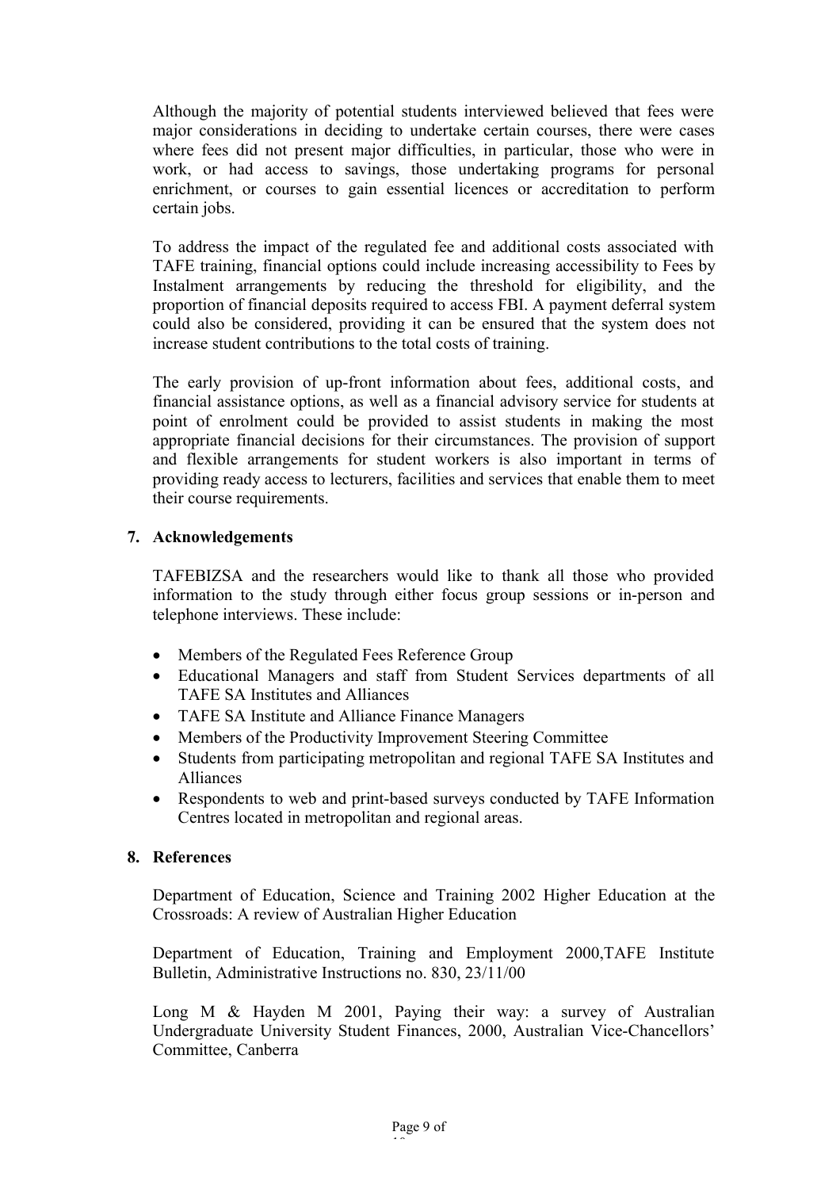Although the majority of potential students interviewed believed that fees were major considerations in deciding to undertake certain courses, there were cases where fees did not present major difficulties, in particular, those who were in work, or had access to savings, those undertaking programs for personal enrichment, or courses to gain essential licences or accreditation to perform certain jobs.

To address the impact of the regulated fee and additional costs associated with TAFE training, financial options could include increasing accessibility to Fees by Instalment arrangements by reducing the threshold for eligibility, and the proportion of financial deposits required to access FBI. A payment deferral system could also be considered, providing it can be ensured that the system does not increase student contributions to the total costs of training.

The early provision of up-front information about fees, additional costs, and financial assistance options, as well as a financial advisory service for students at point of enrolment could be provided to assist students in making the most appropriate financial decisions for their circumstances. The provision of support and flexible arrangements for student workers is also important in terms of providing ready access to lecturers, facilities and services that enable them to meet their course requirements.

## 7. Acknowledgements

TAFEBIZSA and the researchers would like to thank all those who provided information to the study through either focus group sessions or in-person and telephone interviews. These include:

- Members of the Regulated Fees Reference Group
- Educational Managers and staff from Student Services departments of all TAFE SA Institutes and Alliances
- TAFE SA Institute and Alliance Finance Managers
- Members of the Productivity Improvement Steering Committee
- Students from participating metropolitan and regional TAFE SA Institutes and Alliances
- Respondents to web and print-based surveys conducted by TAFE Information Centres located in metropolitan and regional areas.

## 8. References

Department of Education, Science and Training 2002 Higher Education at the Crossroads: A review of Australian Higher Education

Department of Education, Training and Employment 2000,TAFE Institute Bulletin, Administrative Instructions no. 830, 23/11/00

Long M & Hayden M 2001, Paying their way: a survey of Australian Undergraduate University Student Finances, 2000, Australian Vice-Chancellors' Committee, Canberra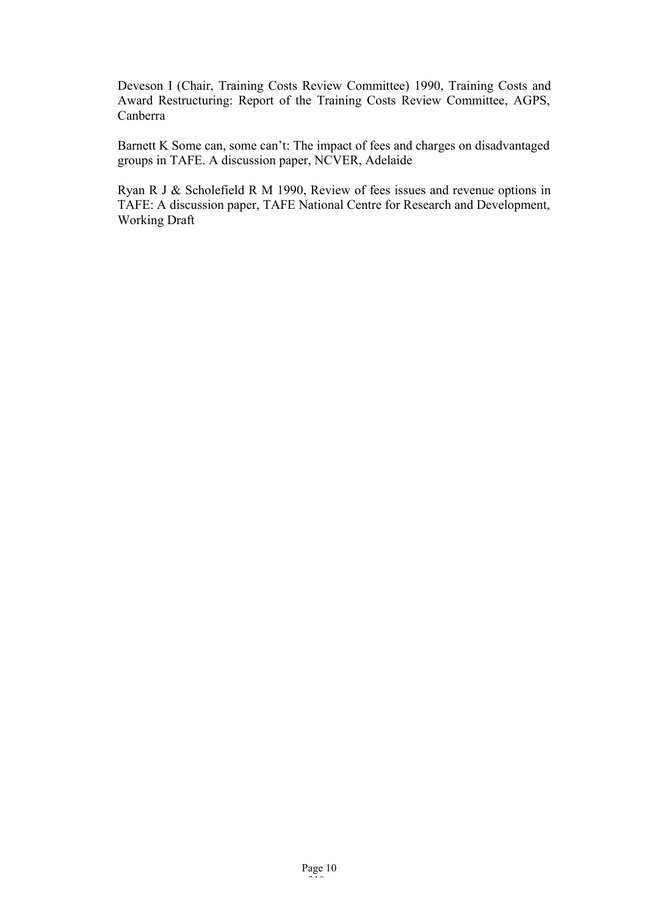Deveson I (Chair, Training Costs Review Committee) 1990, Training Costs and Award Restructuring: Report of the Training Costs Review Committee, AGPS, Canberra

Barnett K Some can, some can't: The impact of fees and charges on disadvantaged groups in TAFE. A discussion paper, NCVER, Adelaide

Ryan R J & Scholefield R M 1990, Review of fees issues and revenue options in TAFE: A discussion paper, TAFE National Centre for Research and Development, Working Draft